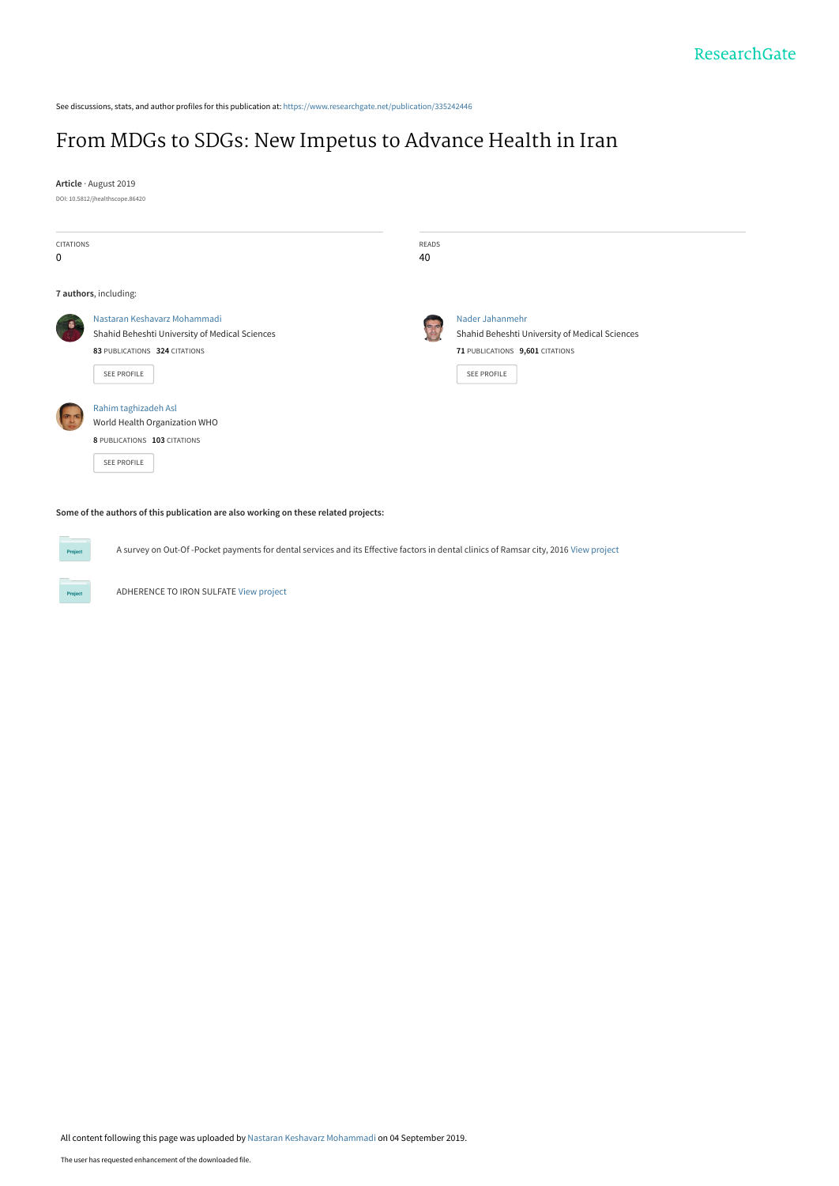See discussions, stats, and author profiles for this publication at: https://www.researchgate.net/publication/335242446

# From MDGs to SDGs: New Impetus to Advance Health in Iran

**Article** · August 2019

DOI: 10.5812/jhealthscope.86420

CITATIONS
0

READS
40

**7 authors**, including:

Nastaran Keshavarz Mohammadi
Shahid Beheshti University of Medical Sciences
**83** PUBLICATIONS **324** CITATIONS

SEE PROFILE

Nader Jahanmehr
Shahid Beheshti University of Medical Sciences
**71** PUBLICATIONS **9,601** CITATIONS

SEE PROFILE

Rahim taghizadeh Asl
World Health Organization WHO
**8** PUBLICATIONS **103** CITATIONS

SEE PROFILE

**Some of the authors of this publication are also working on these related projects:**

Project: A survey on Out-Of -Pocket payments for dental services and its Effective factors in dental clinics of Ramsar city, 2016 View project

Project: ADHERENCE TO IRON SULFATE View project

All content following this page was uploaded by Nastaran Keshavarz Mohammadi on 04 September 2019.

The user has requested enhancement of the downloaded file.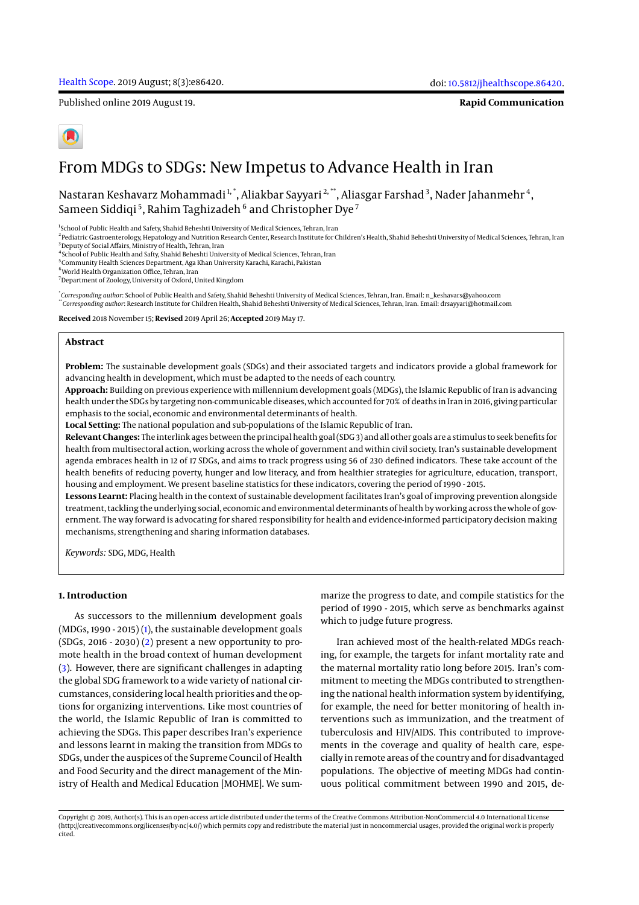Health Scope. 2019 August; 8(3):e86420.

doi: 10.5812/jhealthscope.86420.

Published online 2019 August 19.

**Rapid Communication**

# From MDGs to SDGs: New Impetus to Advance Health in Iran

Nastaran Keshavarz Mohammadi[1,*], Aliakbar Sayyari[2,**], Aliasgar Farshad[3], Nader Jahanmehr[4], Sameen Siddiqi[5], Rahim Taghizadeh[6] and Christopher Dye[7]

[1]School of Public Health and Safety, Shahid Beheshti University of Medical Sciences, Tehran, Iran
[2]Pediatric Gastroenterology, Hepatology and Nutrition Research Center, Research Institute for Children's Health, Shahid Beheshti University of Medical Sciences, Tehran, Iran
[3]Deputy of Social Affairs, Ministry of Health, Tehran, Iran
[4]School of Public Health and Safty, Shahid Beheshti University of Medical Sciences, Tehran, Iran
[5]Community Health Sciences Department, Aga Khan University Karachi, Karachi, Pakistan
[6]World Health Organization Office, Tehran, Iran
[7]Department of Zoology, University of Oxford, United Kingdom

[*]*Corresponding author*: School of Public Health and Safety, Shahid Beheshti University of Medical Sciences, Tehran, Iran. Email: n_keshavars@yahoo.com
[**]*Corresponding author*: Research Institute for Children Health, Shahid Beheshti University of Medical Sciences, Tehran, Iran. Email: drsayyari@hotmail.com

**Received** 2018 November 15; **Revised** 2019 April 26; **Accepted** 2019 May 17.

## Abstract

**Problem:** The sustainable development goals (SDGs) and their associated targets and indicators provide a global framework for advancing health in development, which must be adapted to the needs of each country.
**Approach:** Building on previous experience with millennium development goals (MDGs), the Islamic Republic of Iran is advancing health under the SDGs by targeting non-communicable diseases, which accounted for 70% of deaths in Iran in 2016, giving particular emphasis to the social, economic and environmental determinants of health.
**Local Setting:** The national population and sub-populations of the Islamic Republic of Iran.
**Relevant Changes:** The interlinkages between the principal health goal (SDG 3) and all other goals are a stimulus to seek benefits for health from multisectoral action, working across the whole of government and within civil society. Iran's sustainable development agenda embraces health in 12 of 17 SDGs, and aims to track progress using 56 of 230 defined indicators. These take account of the health benefits of reducing poverty, hunger and low literacy, and from healthier strategies for agriculture, education, transport, housing and employment. We present baseline statistics for these indicators, covering the period of 1990 - 2015.
**Lessons Learnt:** Placing health in the context of sustainable development facilitates Iran's goal of improving prevention alongside treatment, tackling the underlying social, economic and environmental determinants of health by working across the whole of government. The way forward is advocating for shared responsibility for health and evidence-informed participatory decision making mechanisms, strengthening and sharing information databases.

*Keywords:* SDG, MDG, Health

## 1. Introduction

As successors to the millennium development goals (MDGs, 1990 - 2015) (1), the sustainable development goals (SDGs, 2016 - 2030) (2) present a new opportunity to promote health in the broad context of human development (3). However, there are significant challenges in adapting the global SDG framework to a wide variety of national circumstances, considering local health priorities and the options for organizing interventions. Like most countries of the world, the Islamic Republic of Iran is committed to achieving the SDGs. This paper describes Iran's experience and lessons learnt in making the transition from MDGs to SDGs, under the auspices of the Supreme Council of Health and Food Security and the direct management of the Ministry of Health and Medical Education [MOHME]. We summarize the progress to date, and compile statistics for the period of 1990 - 2015, which serve as benchmarks against which to judge future progress.

Iran achieved most of the health-related MDGs reaching, for example, the targets for infant mortality rate and the maternal mortality ratio long before 2015. Iran's commitment to meeting the MDGs contributed to strengthening the national health information system by identifying, for example, the need for better monitoring of health interventions such as immunization, and the treatment of tuberculosis and HIV/AIDS. This contributed to improvements in the coverage and quality of health care, especially in remote areas of the country and for disadvantaged populations. The objective of meeting MDGs had continuous political commitment between 1990 and 2015, de-

Copyright © 2019, Author(s). This is an open-access article distributed under the terms of the Creative Commons Attribution-NonCommercial 4.0 International License (http://creativecommons.org/licenses/by-nc/4.0/) which permits copy and redistribute the material just in noncommercial usages, provided the original work is properly cited.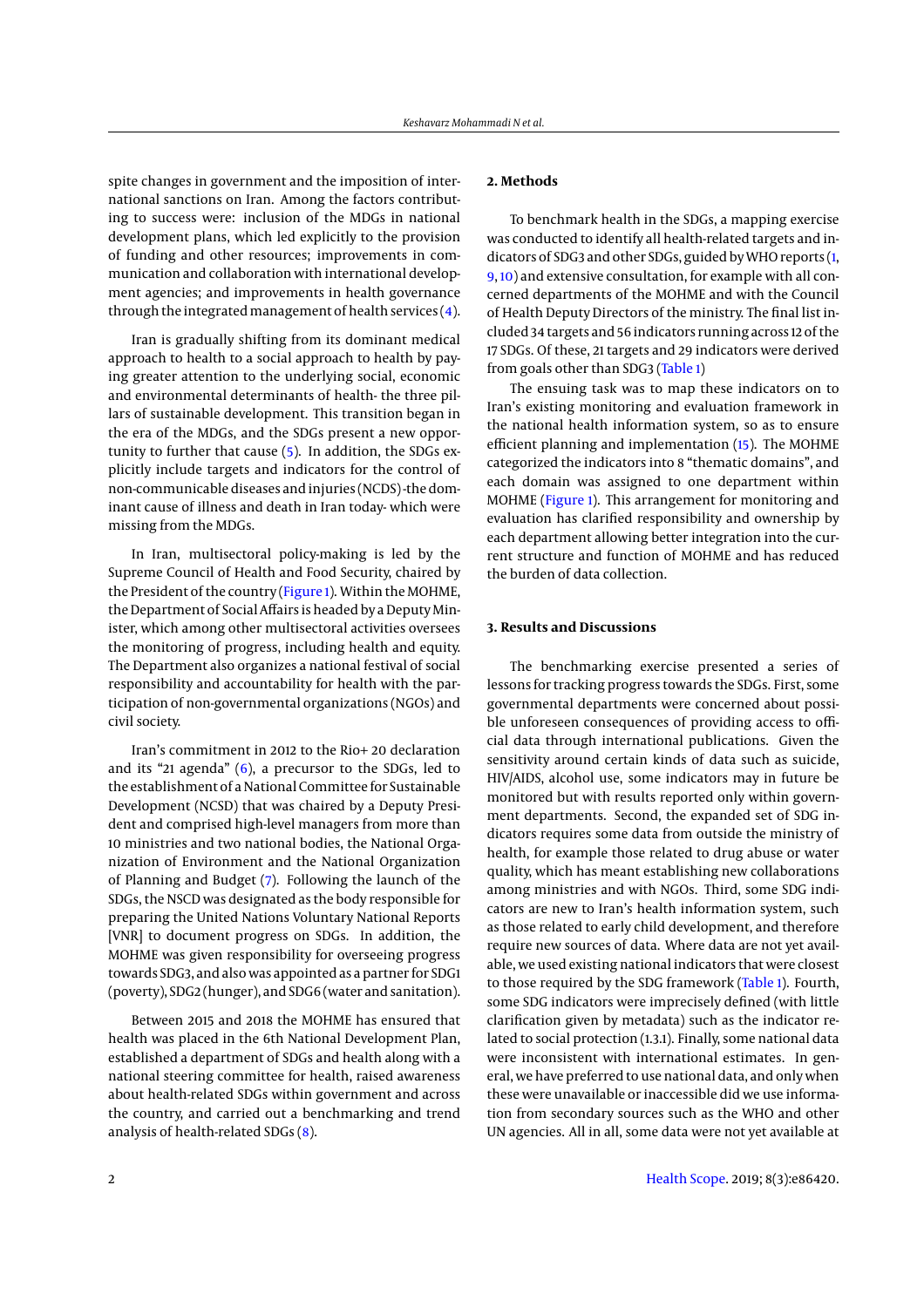spite changes in government and the imposition of international sanctions on Iran. Among the factors contributing to success were: inclusion of the MDGs in national development plans, which led explicitly to the provision of funding and other resources; improvements in communication and collaboration with international development agencies; and improvements in health governance through the integrated management of health services (4).

Iran is gradually shifting from its dominant medical approach to health to a social approach to health by paying greater attention to the underlying social, economic and environmental determinants of health- the three pillars of sustainable development. This transition began in the era of the MDGs, and the SDGs present a new opportunity to further that cause (5). In addition, the SDGs explicitly include targets and indicators for the control of non-communicable diseases and injuries (NCDS) -the dominant cause of illness and death in Iran today- which were missing from the MDGs.

In Iran, multisectoral policy-making is led by the Supreme Council of Health and Food Security, chaired by the President of the country (Figure 1). Within the MOHME, the Department of Social Affairs is headed by a Deputy Minister, which among other multisectoral activities oversees the monitoring of progress, including health and equity. The Department also organizes a national festival of social responsibility and accountability for health with the participation of non-governmental organizations (NGOs) and civil society.

Iran's commitment in 2012 to the Rio+ 20 declaration and its "21 agenda" (6), a precursor to the SDGs, led to the establishment of a National Committee for Sustainable Development (NCSD) that was chaired by a Deputy President and comprised high-level managers from more than 10 ministries and two national bodies, the National Organization of Environment and the National Organization of Planning and Budget (7). Following the launch of the SDGs, the NSCD was designated as the body responsible for preparing the United Nations Voluntary National Reports [VNR] to document progress on SDGs. In addition, the MOHME was given responsibility for overseeing progress towards SDG3, and also was appointed as a partner for SDG1 (poverty), SDG2 (hunger), and SDG6 (water and sanitation).

Between 2015 and 2018 the MOHME has ensured that health was placed in the 6th National Development Plan, established a department of SDGs and health along with a national steering committee for health, raised awareness about health-related SDGs within government and across the country, and carried out a benchmarking and trend analysis of health-related SDGs (8).

## 2. Methods

To benchmark health in the SDGs, a mapping exercise was conducted to identify all health-related targets and indicators of SDG3 and other SDGs, guided by WHO reports (1, 9, 10) and extensive consultation, for example with all concerned departments of the MOHME and with the Council of Health Deputy Directors of the ministry. The final list included 34 targets and 56 indicators running across 12 of the 17 SDGs. Of these, 21 targets and 29 indicators were derived from goals other than SDG3 (Table 1)

The ensuing task was to map these indicators on to Iran's existing monitoring and evaluation framework in the national health information system, so as to ensure efficient planning and implementation (15). The MOHME categorized the indicators into 8 "thematic domains", and each domain was assigned to one department within MOHME (Figure 1). This arrangement for monitoring and evaluation has clarified responsibility and ownership by each department allowing better integration into the current structure and function of MOHME and has reduced the burden of data collection.

## 3. Results and Discussions

The benchmarking exercise presented a series of lessons for tracking progress towards the SDGs. First, some governmental departments were concerned about possible unforeseen consequences of providing access to official data through international publications. Given the sensitivity around certain kinds of data such as suicide, HIV/AIDS, alcohol use, some indicators may in future be monitored but with results reported only within government departments. Second, the expanded set of SDG indicators requires some data from outside the ministry of health, for example those related to drug abuse or water quality, which has meant establishing new collaborations among ministries and with NGOs. Third, some SDG indicators are new to Iran's health information system, such as those related to early child development, and therefore require new sources of data. Where data are not yet available, we used existing national indicators that were closest to those required by the SDG framework (Table 1). Fourth, some SDG indicators were imprecisely defined (with little clarification given by metadata) such as the indicator related to social protection (1.3.1). Finally, some national data were inconsistent with international estimates. In general, we have preferred to use national data, and only when these were unavailable or inaccessible did we use information from secondary sources such as the WHO and other UN agencies. All in all, some data were not yet available at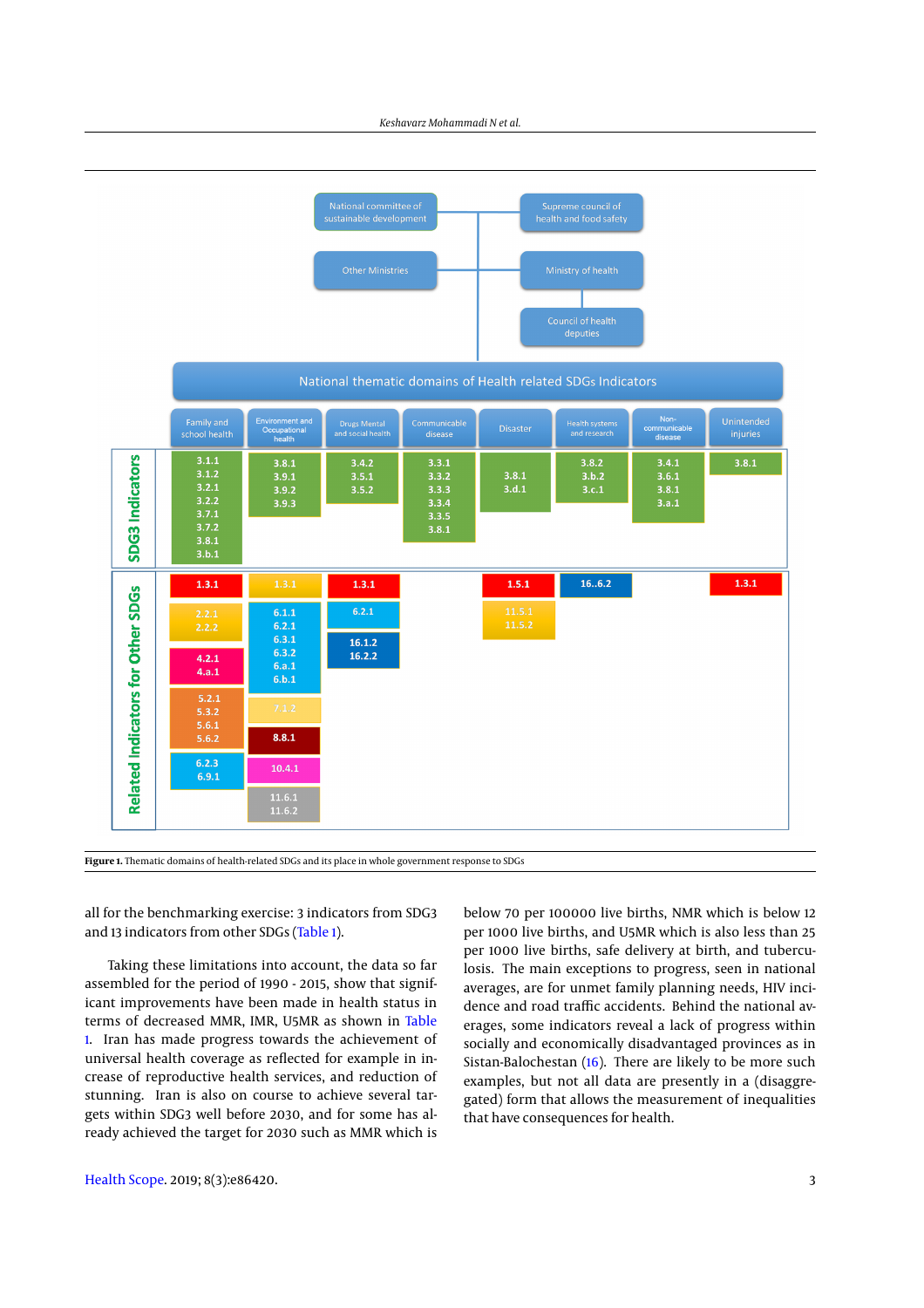Figure 1. Thematic domains of health-related SDGs and its place in whole government response to SDGs

all for the benchmarking exercise: 3 indicators from SDG3 and 13 indicators from other SDGs (Table 1).

Taking these limitations into account, the data so far assembled for the period of 1990 - 2015, show that significant improvements have been made in health status in terms of decreased MMR, IMR, U5MR as shown in Table 1. Iran has made progress towards the achievement of universal health coverage as reflected for example in increase of reproductive health services, and reduction of stunning. Iran is also on course to achieve several targets within SDG3 well before 2030, and for some has already achieved the target for 2030 such as MMR which is below 70 per 100000 live births, NMR which is below 12 per 1000 live births, and U5MR which is also less than 25 per 1000 live births, safe delivery at birth, and tuberculosis. The main exceptions to progress, seen in national averages, are for unmet family planning needs, HIV incidence and road traffic accidents. Behind the national averages, some indicators reveal a lack of progress within socially and economically disadvantaged provinces as in Sistan-Balochestan (16). There are likely to be more such examples, but not all data are presently in a (disaggregated) form that allows the measurement of inequalities that have consequences for health.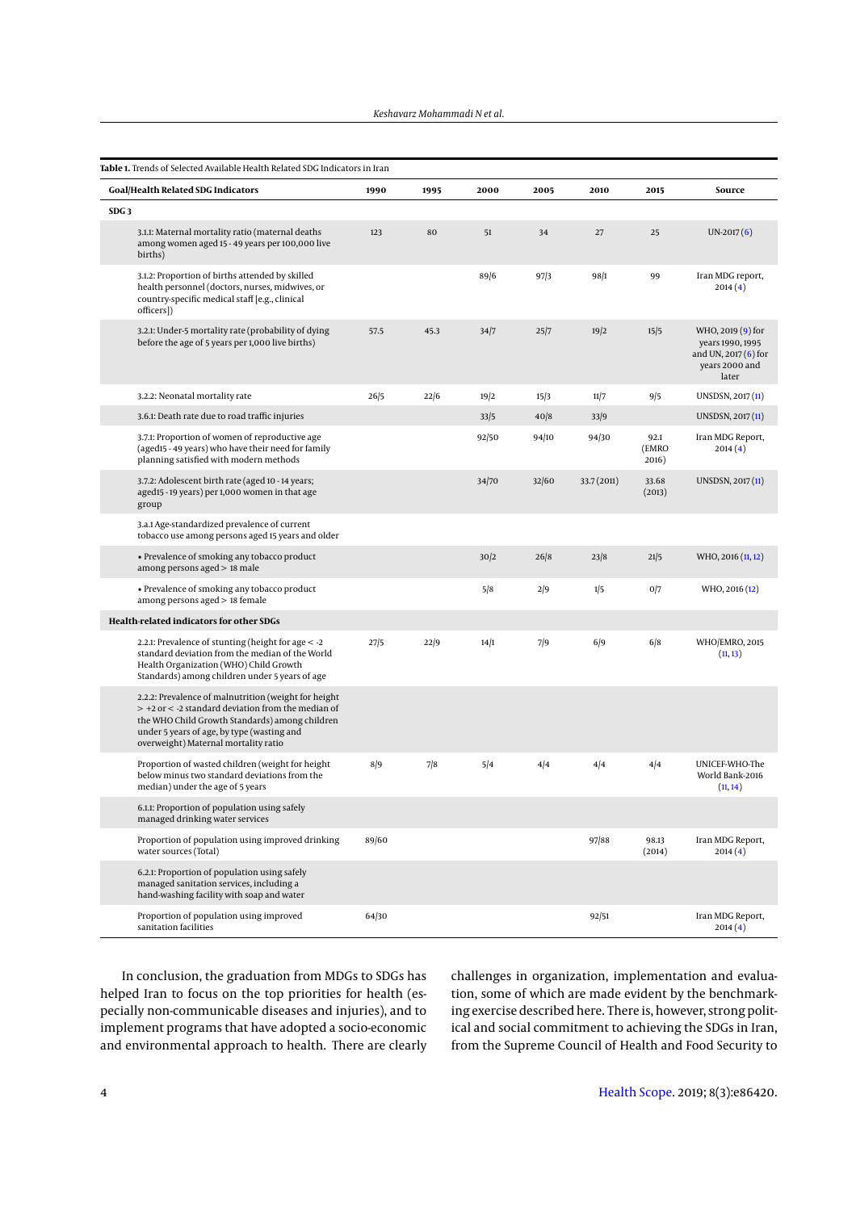**Table 1.** Trends of Selected Available Health Related SDG Indicators in Iran

| Goal/Health Related SDG Indicators | 1990 | 1995 | 2000 | 2005 | 2010 | 2015 | Source |
|---|---|---|---|---|---|---|---|
| **SDG 3** | | | | | | | |
| 3.1.1: Maternal mortality ratio (maternal deaths among women aged 15 - 49 years per 100,000 live births) | 123 | 80 | 51 | 34 | 27 | 25 | UN-2017 (6) |
| 3.1.2: Proportion of births attended by skilled health personnel (doctors, nurses, midwives, or country-specific medical staff [e.g., clinical officers]) | | | 89/6 | 97/3 | 98/1 | 99 | Iran MDG report, 2014 (4) |
| 3.2.1: Under-5 mortality rate (probability of dying before the age of 5 years per 1,000 live births) | 57.5 | 45.3 | 34/7 | 25/7 | 19/2 | 15/5 | WHO, 2019 (9) for years 1990, 1995 and UN, 2017 (6) for years 2000 and later |
| 3.2.2: Neonatal mortality rate | 26/5 | 22/6 | 19/2 | 15/3 | 11/7 | 9/5 | UNSDSN, 2017 (11) |
| 3.6.1: Death rate due to road traffic injuries | | | 33/5 | 40/8 | 33/9 | | UNSDSN, 2017 (11) |
| 3.7.1: Proportion of women of reproductive age (aged15 - 49 years) who have their need for family planning satisfied with modern methods | | | 92/50 | 94/10 | 94/30 | 92.1 (EMRO 2016) | Iran MDG Report, 2014 (4) |
| 3.7.2: Adolescent birth rate (aged 10 - 14 years; aged15 - 19 years) per 1,000 women in that age group | | | 34/70 | 32/60 | 33.7 (2011) | 33.68 (2013) | UNSDSN, 2017 (11) |
| 3.a.1 Age-standardized prevalence of current tobacco use among persons aged 15 years and older | | | | | | | |
| • Prevalence of smoking any tobacco product among persons aged > 18 male | | | 30/2 | 26/8 | 23/8 | 21/5 | WHO, 2016 (11, 12) |
| • Prevalence of smoking any tobacco product among persons aged > 18 female | | | 5/8 | 2/9 | 1/5 | 0/7 | WHO, 2016 (12) |
| **Health-related indicators for other SDGs** | | | | | | | |
| 2.2.1: Prevalence of stunting (height for age < -2 standard deviation from the median of the World Health Organization (WHO) Child Growth Standards) among children under 5 years of age | 27/5 | 22/9 | 14/1 | 7/9 | 6/9 | 6/8 | WHO/EMRO, 2015 (11, 13) |
| 2.2.2: Prevalence of malnutrition (weight for height > +2 or < -2 standard deviation from the median of the WHO Child Growth Standards) among children under 5 years of age, by type (wasting and overweight) Maternal mortality ratio | | | | | | | |
| Proportion of wasted children (weight for height below minus two standard deviations from the median) under the age of 5 years | 8/9 | 7/8 | 5/4 | 4/4 | 4/4 | 4/4 | UNICEF-WHO-The World Bank-2016 (11, 14) |
| 6.1.1: Proportion of population using safely managed drinking water services | | | | | | | |
| Proportion of population using improved drinking water sources (Total) | 89/60 | | | | 97/88 | 98.13 (2014) | Iran MDG Report, 2014 (4) |
| 6.2.1: Proportion of population using safely managed sanitation services, including a hand-washing facility with soap and water | | | | | | | |
| Proportion of population using improved sanitation facilities | 64/30 | | | | 92/51 | | Iran MDG Report, 2014 (4) |

In conclusion, the graduation from MDGs to SDGs has helped Iran to focus on the top priorities for health (especially non-communicable diseases and injuries), and to implement programs that have adopted a socio-economic and environmental approach to health. There are clearly challenges in organization, implementation and evaluation, some of which are made evident by the benchmarking exercise described here. There is, however, strong political and social commitment to achieving the SDGs in Iran, from the Supreme Council of Health and Food Security to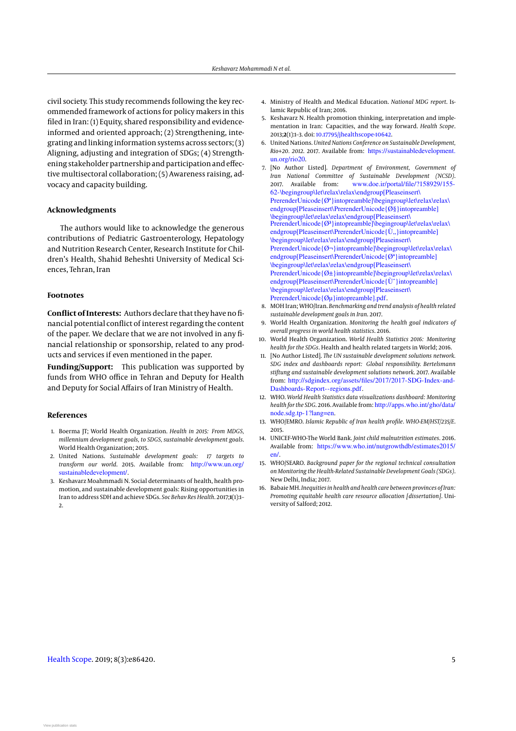civil society. This study recommends following the key recommended framework of actions for policy makers in this filed in Iran: (1) Equity, shared responsibility and evidence-informed and oriented approach; (2) Strengthening, integrating and linking information systems across sectors; (3) Aligning, adjusting and integration of SDGs; (4) Strengthening stakeholder partnership and participation and effective multisectoral collaboration; (5) Awareness raising, advocacy and capacity building.

## Acknowledgments

The authors would like to acknowledge the generous contributions of Pediatric Gastroenterology, Hepatology and Nutrition Research Center, Research Institute for Children's Health, Shahid Beheshti University of Medical Sciences, Tehran, Iran

## Footnotes

**Conflict of Interests:** Authors declare that they have no financial potential conflict of interest regarding the content of the paper. We declare that we are not involved in any financial relationship or sponsorship, related to any products and services if even mentioned in the paper.

**Funding/Support:** This publication was supported by funds from WHO office in Tehran and Deputy for Health and Deputy for Social Affairs of Iran Ministry of Health.

## References

1. Boerma JT; World Health Organization. *Health in 2015: From MDGS, millennium development goals, to SDGS, sustainable development goals*. World Health Organization; 2015.
2. United Nations. *Sustainable development goals: 17 targets to transform our world*. 2015. Available from: http://www.un.org/sustainabledevelopment/.
3. Keshavarz Moahmmadi N. Social determinants of health, health promotion, and sustainable development goals: Rising opportunities in Iran to address SDH and achieve SDGs. *Soc Behav Res Health*. 2017;**1**(1):1–2.
4. Ministry of Health and Medical Education. *National MDG report*. Islamic Republic of Iran; 2016.
5. Keshavarz N. Health promotion thinking, interpretation and implementation in Iran: Capacities, and the way forward. *Health Scope*. 2013;**2**(1):1–3. doi: 10.17795/jhealthscope-10642.
6. United Nations. *United Nations Conference on Sustainable Development, Rio+20. 2012*. 2017. Available from: https://sustainabledevelopment.un.org/rio20.
7. [No Author Listed]. *Department of Environment, Government of Iran National Committee of Sustainable Development (NCSD)*. 2017. Available from: www.doe.ir/portal/file/?158929/155-62-\begingroup\let\relax\relax\endgroup[Pleaseinsert\PrerenderUnicode{Øª}intopreamble]\begingroup\let\relax\relax\endgroup[Pleaseinsert\PrerenderUnicode{Ø§}intopreamble]\begingroup\let\relax\relax\endgroup[Pleaseinsert\PrerenderUnicode{Ø³}intopreamble]\begingroup\let\relax\relax\endgroup[Pleaseinsert\PrerenderUnicode{Ù‚}intopreamble]\begingroup\let\relax\relax\endgroup[Pleaseinsert\PrerenderUnicode{Ø¬}intopreamble]\begingroup\let\relax\relax\endgroup[Pleaseinsert\PrerenderUnicode{Øª}intopreamble]\begingroup\let\relax\relax\endgroup[Pleaseinsert\PrerenderUnicode{Ø±}intopreamble]\begingroup\let\relax\relax\endgroup[Pleaseinsert\PrerenderUnicode{Ùˆ}intopreamble]\begingroup\let\relax\relax\endgroup[Pleaseinsert\PrerenderUnicode{Øµ}intopreamble].pdf.
8. MOH Iran; WHO/Iran. *Benchmarking and trend analysis of health related sustainable development goals in Iran*. 2017.
9. World Health Organization. *Monitoring the health goal indicators of overall progress in world health statistics*. 2016.
10. World Health Organization. *World Health Statistics 2016: Monitoring health for the SDGs*. Health and health related targets in World; 2016.
11. [No Author Listed]. *The UN sustainable development solutions network. SDG index and dashboards report: Global responsibility. Bertelsmann stiftung and sustainable development solutions network*. 2017. Available from: http://sdgindex.org/assets/files/2017/2017-SDG-Index-and-Dashboards-Report--regions.pdf.
12. WHO. *World Health Statistics data visualizations dashboard: Monitoring health for the SDG*. 2016. Available from: http://apps.who.int/gho/data/node.sdg.tp-1?lang=en.
13. WHO/EMRO. *Islamic Republic of Iran health profile. WHO-EM/HST/235/E*. 2015.
14. UNICEF-WHO-The World Bank. *Joint child malnutrition estimates*. 2016. Available from: https://www.who.int/nutgrowthdb/estimates2015/en/.
15. WHO/SEARO. *Background paper for the regional technical consultation on Monitoring the Health-Related Sustainable Development Goals (SDGs)*. New Delhi, India; 2017.
16. Babaie MH. *Inequities in health and health care between provinces of Iran: Promoting equitable health care resource allocation [dissertation]*. University of Salford; 2012.